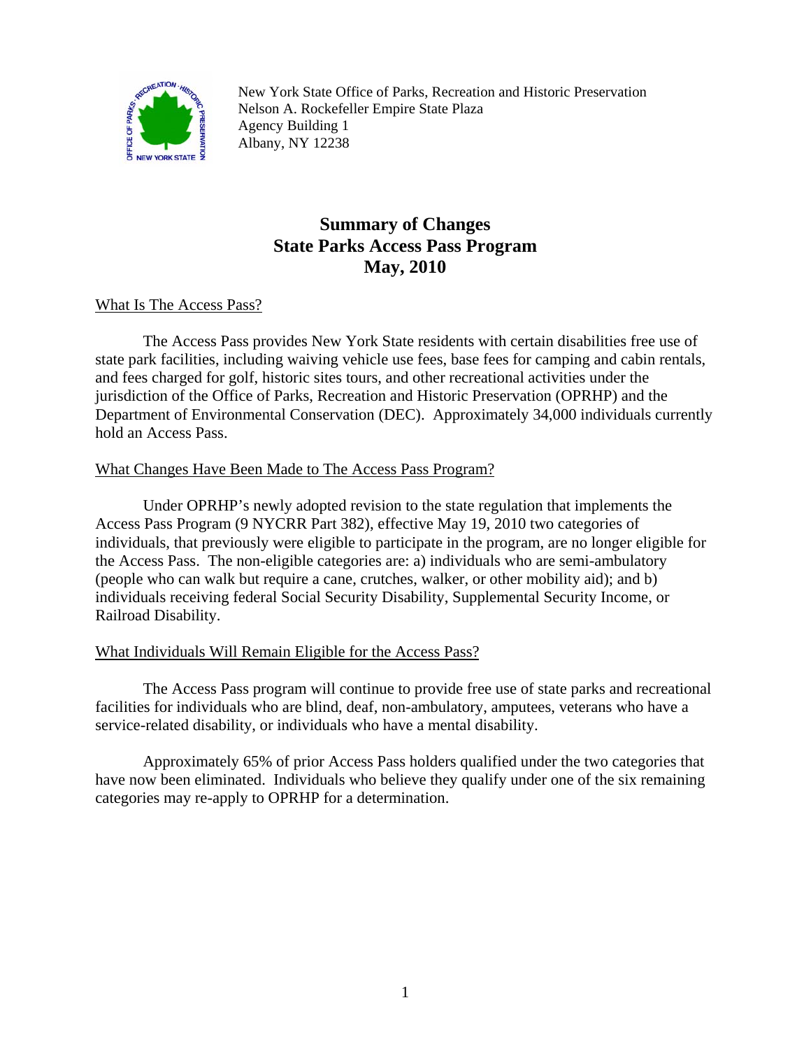New York State Office of Parks, Recreation and Historic Preservation
Nelson A. Rockefeller Empire State Plaza
Agency Building 1
Albany, NY 12238

# Summary of Changes
# State Parks Access Pass Program
# May, 2010

## What Is The Access Pass?

The Access Pass provides New York State residents with certain disabilities free use of state park facilities, including waiving vehicle use fees, base fees for camping and cabin rentals, and fees charged for golf, historic sites tours, and other recreational activities under the jurisdiction of the Office of Parks, Recreation and Historic Preservation (OPRHP) and the Department of Environmental Conservation (DEC). Approximately 34,000 individuals currently hold an Access Pass.

## What Changes Have Been Made to The Access Pass Program?

Under OPRHP's newly adopted revision to the state regulation that implements the Access Pass Program (9 NYCRR Part 382), effective May 19, 2010 two categories of individuals, that previously were eligible to participate in the program, are no longer eligible for the Access Pass. The non-eligible categories are: a) individuals who are semi-ambulatory (people who can walk but require a cane, crutches, walker, or other mobility aid); and b) individuals receiving federal Social Security Disability, Supplemental Security Income, or Railroad Disability.

## What Individuals Will Remain Eligible for the Access Pass?

The Access Pass program will continue to provide free use of state parks and recreational facilities for individuals who are blind, deaf, non-ambulatory, amputees, veterans who have a service-related disability, or individuals who have a mental disability.

Approximately 65% of prior Access Pass holders qualified under the two categories that have now been eliminated. Individuals who believe they qualify under one of the six remaining categories may re-apply to OPRHP for a determination.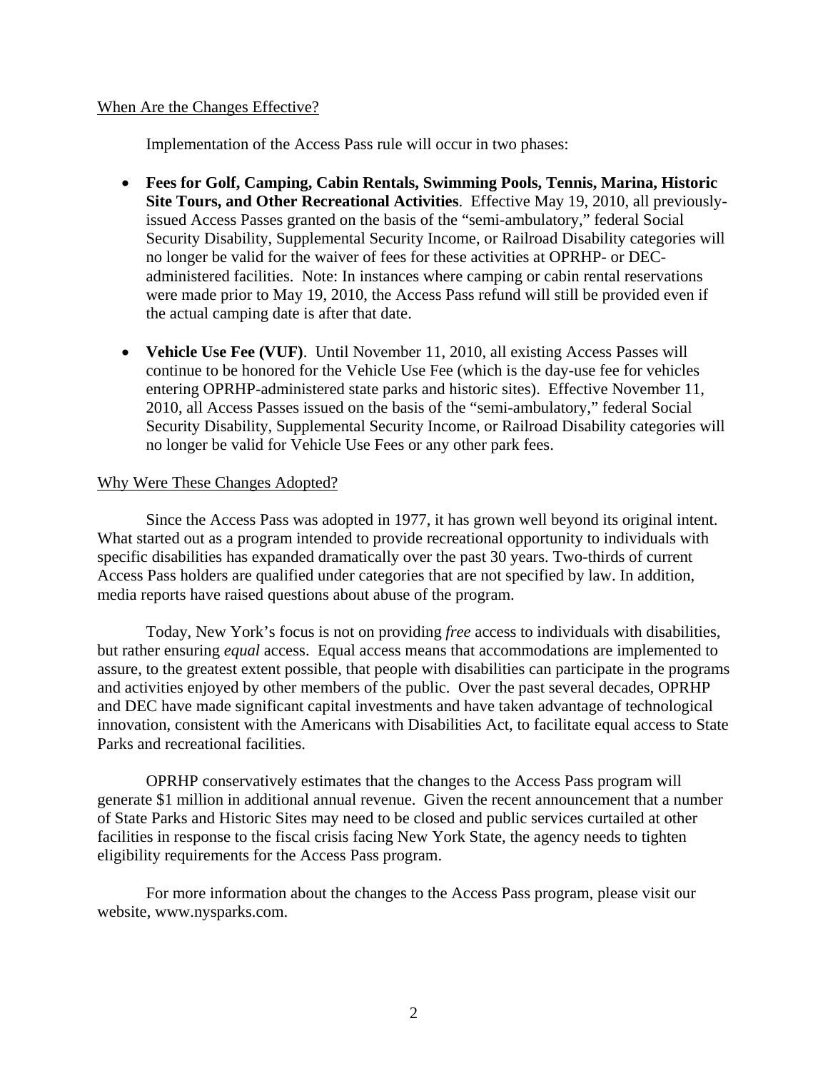When Are the Changes Effective?

Implementation of the Access Pass rule will occur in two phases:

- **Fees for Golf, Camping, Cabin Rentals, Swimming Pools, Tennis, Marina, Historic Site Tours, and Other Recreational Activities**. Effective May 19, 2010, all previously-issued Access Passes granted on the basis of the "semi-ambulatory," federal Social Security Disability, Supplemental Security Income, or Railroad Disability categories will no longer be valid for the waiver of fees for these activities at OPRHP- or DEC-administered facilities. Note: In instances where camping or cabin rental reservations were made prior to May 19, 2010, the Access Pass refund will still be provided even if the actual camping date is after that date.

- **Vehicle Use Fee (VUF)**. Until November 11, 2010, all existing Access Passes will continue to be honored for the Vehicle Use Fee (which is the day-use fee for vehicles entering OPRHP-administered state parks and historic sites). Effective November 11, 2010, all Access Passes issued on the basis of the "semi-ambulatory," federal Social Security Disability, Supplemental Security Income, or Railroad Disability categories will no longer be valid for Vehicle Use Fees or any other park fees.

Why Were These Changes Adopted?

Since the Access Pass was adopted in 1977, it has grown well beyond its original intent. What started out as a program intended to provide recreational opportunity to individuals with specific disabilities has expanded dramatically over the past 30 years. Two-thirds of current Access Pass holders are qualified under categories that are not specified by law. In addition, media reports have raised questions about abuse of the program.

Today, New York's focus is not on providing *free* access to individuals with disabilities, but rather ensuring *equal* access. Equal access means that accommodations are implemented to assure, to the greatest extent possible, that people with disabilities can participate in the programs and activities enjoyed by other members of the public. Over the past several decades, OPRHP and DEC have made significant capital investments and have taken advantage of technological innovation, consistent with the Americans with Disabilities Act, to facilitate equal access to State Parks and recreational facilities.

OPRHP conservatively estimates that the changes to the Access Pass program will generate $1 million in additional annual revenue. Given the recent announcement that a number of State Parks and Historic Sites may need to be closed and public services curtailed at other facilities in response to the fiscal crisis facing New York State, the agency needs to tighten eligibility requirements for the Access Pass program.

For more information about the changes to the Access Pass program, please visit our website, www.nysparks.com.